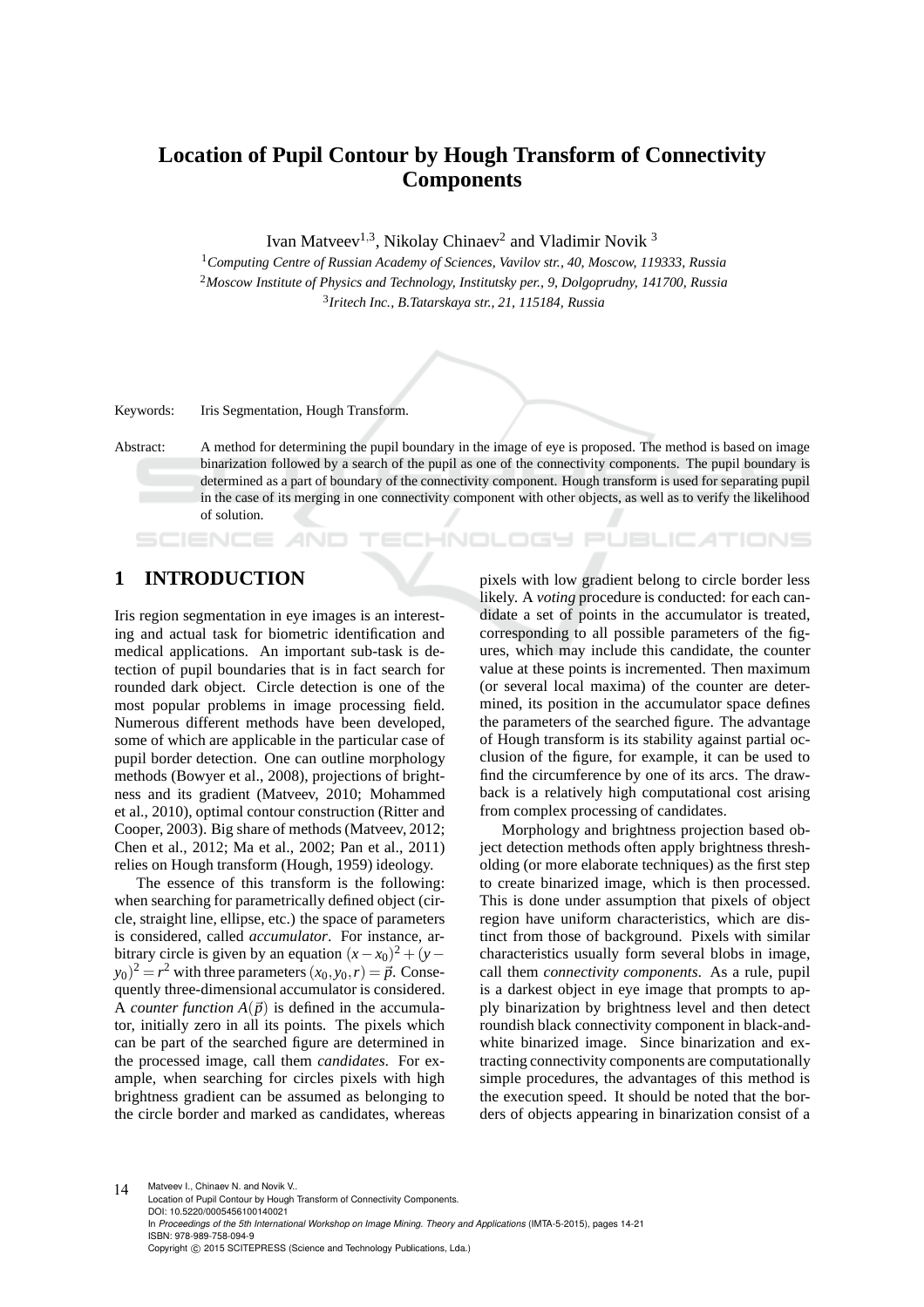# Location of Pupil Contour by Hough Transform of Connectivity Components

Ivan Matveev[1,3], Nikolay Chinaev[2] and Vladimir Novik [3]

[1]*Computing Centre of Russian Academy of Sciences, Vavilov str., 40, Moscow, 119333, Russia*
[2]*Moscow Institute of Physics and Technology, Institutsky per., 9, Dolgoprudny, 141700, Russia*
[3]*Iritech Inc., B.Tatarskaya str., 21, 115184, Russia*

Keywords: Iris Segmentation, Hough Transform.

Abstract: A method for determining the pupil boundary in the image of eye is proposed. The method is based on image binarization followed by a search of the pupil as one of the connectivity components. The pupil boundary is determined as a part of boundary of the connectivity component. Hough transform is used for separating pupil in the case of its merging in one connectivity component with other objects, as well as to verify the likelihood of solution.

## 1 INTRODUCTION

Iris region segmentation in eye images is an interesting and actual task for biometric identification and medical applications. An important sub-task is detection of pupil boundaries that is in fact search for rounded dark object. Circle detection is one of the most popular problems in image processing field. Numerous different methods have been developed, some of which are applicable in the particular case of pupil border detection. One can outline morphology methods (Bowyer et al., 2008), projections of brightness and its gradient (Matveev, 2010; Mohammed et al., 2010), optimal contour construction (Ritter and Cooper, 2003). Big share of methods (Matveev, 2012; Chen et al., 2012; Ma et al., 2002; Pan et al., 2011) relies on Hough transform (Hough, 1959) ideology.

The essence of this transform is the following: when searching for parametrically defined object (circle, straight line, ellipse, etc.) the space of parameters is considered, called *accumulator*. For instance, arbitrary circle is given by an equation $(x-x_0)^2+(y-y_0)^2=r^2$ with three parameters $(x_0,y_0,r)=\vec{p}$. Consequently three-dimensional accumulator is considered. A *counter function* $A(\vec{p})$ is defined in the accumulator, initially zero in all its points. The pixels which can be part of the searched figure are determined in the processed image, call them *candidates*. For example, when searching for circles pixels with high brightness gradient can be assumed as belonging to the circle border and marked as candidates, whereas pixels with low gradient belong to circle border less likely. A *voting* procedure is conducted: for each candidate a set of points in the accumulator is treated, corresponding to all possible parameters of the figures, which may include this candidate, the counter value at these points is incremented. Then maximum (or several local maxima) of the counter are determined, its position in the accumulator space defines the parameters of the searched figure. The advantage of Hough transform is its stability against partial occlusion of the figure, for example, it can be used to find the circumference by one of its arcs. The drawback is a relatively high computational cost arising from complex processing of candidates.

Morphology and brightness projection based object detection methods often apply brightness thresholding (or more elaborate techniques) as the first step to create binarized image, which is then processed. This is done under assumption that pixels of object region have uniform characteristics, which are distinct from those of background. Pixels with similar characteristics usually form several blobs in image, call them *connectivity components*. As a rule, pupil is a darkest object in eye image that prompts to apply binarization by brightness level and then detect roundish black connectivity component in black-and-white binarized image. Since binarization and extracting connectivity components are computationally simple procedures, the advantages of this method is the execution speed. It should be noted that the borders of objects appearing in binarization consist of a

Matveev I., Chinaev N. and Novik V..
Location of Pupil Contour by Hough Transform of Connectivity Components.
DOI: 10.5220/0005456100140021
In *Proceedings of the 5th International Workshop on Image Mining. Theory and Applications* (IMTA-5-2015), pages 14-21
ISBN: 978-989-758-094-9
Copyright © 2015 SCITEPRESS (Science and Technology Publications, Lda.)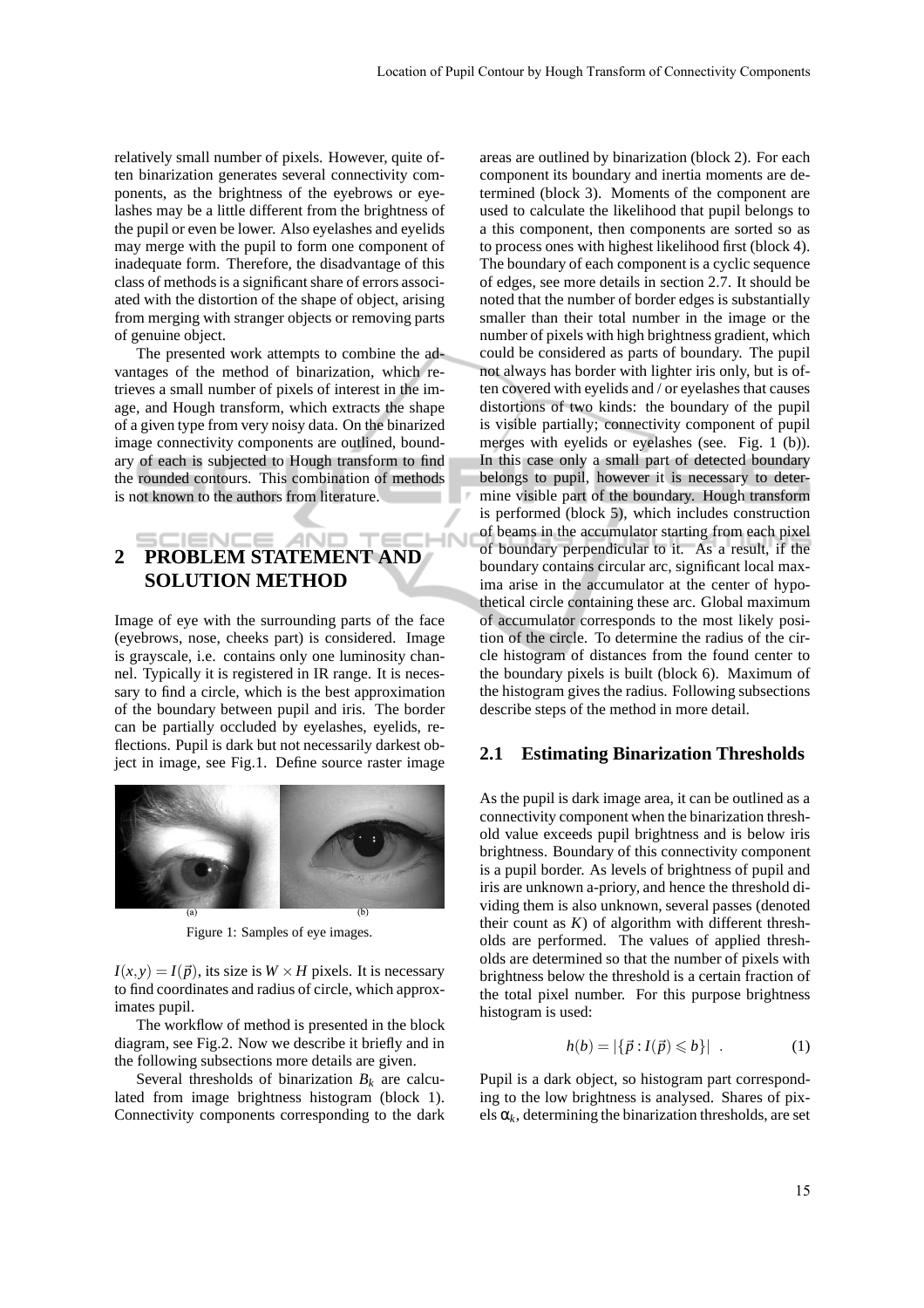relatively small number of pixels. However, quite often binarization generates several connectivity components, as the brightness of the eyebrows or eyelashes may be a little different from the brightness of the pupil or even be lower. Also eyelashes and eyelids may merge with the pupil to form one component of inadequate form. Therefore, the disadvantage of this class of methods is a significant share of errors associated with the distortion of the shape of object, arising from merging with stranger objects or removing parts of genuine object.

The presented work attempts to combine the advantages of the method of binarization, which retrieves a small number of pixels of interest in the image, and Hough transform, which extracts the shape of a given type from very noisy data. On the binarized image connectivity components are outlined, boundary of each is subjected to Hough transform to find the rounded contours. This combination of methods is not known to the authors from literature.

## 2 PROBLEM STATEMENT AND SOLUTION METHOD

Image of eye with the surrounding parts of the face (eyebrows, nose, cheeks part) is considered. Image is grayscale, i.e. contains only one luminosity channel. Typically it is registered in IR range. It is necessary to find a circle, which is the best approximation of the boundary between pupil and iris. The border can be partially occluded by eyelashes, eyelids, reflections. Pupil is dark but not necessarily darkest object in image, see Fig.1. Define source raster image

(a) (b)

Figure 1: Samples of eye images.

$I(x,y) = I(\vec{p})$, its size is $W \times H$ pixels. It is necessary to find coordinates and radius of circle, which approximates pupil.

The workflow of method is presented in the block diagram, see Fig.2. Now we describe it briefly and in the following subsections more details are given.

Several thresholds of binarization $B_k$ are calculated from image brightness histogram (block 1). Connectivity components corresponding to the dark areas are outlined by binarization (block 2). For each component its boundary and inertia moments are determined (block 3). Moments of the component are used to calculate the likelihood that pupil belongs to a this component, then components are sorted so as to process ones with highest likelihood first (block 4). The boundary of each component is a cyclic sequence of edges, see more details in section 2.7. It should be noted that the number of border edges is substantially smaller than their total number in the image or the number of pixels with high brightness gradient, which could be considered as parts of boundary. The pupil not always has border with lighter iris only, but is often covered with eyelids and / or eyelashes that causes distortions of two kinds: the boundary of the pupil is visible partially; connectivity component of pupil merges with eyelids or eyelashes (see. Fig. 1 (b)). In this case only a small part of detected boundary belongs to pupil, however it is necessary to determine visible part of the boundary. Hough transform is performed (block 5), which includes construction of beams in the accumulator starting from each pixel of boundary perpendicular to it. As a result, if the boundary contains circular arc, significant local maxima arise in the accumulator at the center of hypothetical circle containing these arc. Global maximum of accumulator corresponds to the most likely position of the circle. To determine the radius of the circle histogram of distances from the found center to the boundary pixels is built (block 6). Maximum of the histogram gives the radius. Following subsections describe steps of the method in more detail.

### 2.1 Estimating Binarization Thresholds

As the pupil is dark image area, it can be outlined as a connectivity component when the binarization threshold value exceeds pupil brightness and is below iris brightness. Boundary of this connectivity component is a pupil border. As levels of brightness of pupil and iris are unknown a-priory, and hence the threshold dividing them is also unknown, several passes (denoted their count as $K$) of algorithm with different thresholds are performed. The values of applied thresholds are determined so that the number of pixels with brightness below the threshold is a certain fraction of the total pixel number. For this purpose brightness histogram is used:

$$h(b) = |\{\vec{p} : I(\vec{p}) \leqslant b\}| \quad . \tag{1}$$

Pupil is a dark object, so histogram part corresponding to the low brightness is analysed. Shares of pixels $\alpha_k$, determining the binarization thresholds, are set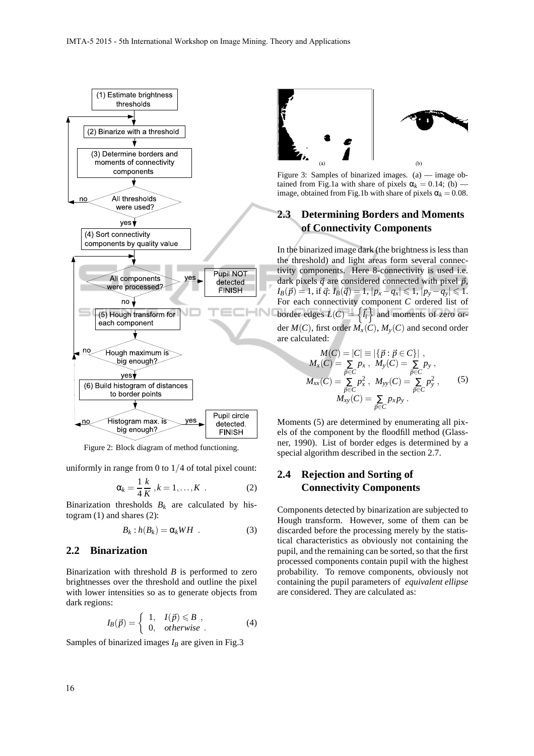Figure 2: Block diagram of method functioning.

uniformly in range from 0 to 1/4 of total pixel count:

$$\alpha_k = \frac{1}{4}\frac{k}{K}, k = 1, \dots, K \ . \tag{2}$$

Binarization thresholds $B_k$ are calculated by histogram (1) and shares (2):

$$B_k : h(B_k) = \alpha_k WH \ . \tag{3}$$

## 2.2 Binarization

Binarization with threshold $B$ is performed to zero brightnesses over the threshold and outline the pixel with lower intensities so as to generate objects from dark regions:

$$I_B(\vec{p}) = \begin{cases} 1, & I(\vec{p}) \leqslant B \ , \\ 0, & otherwise \ . \end{cases} \tag{4}$$

Samples of binarized images $I_B$ are given in Fig.3

Figure 3: Samples of binarized images. (a) — image obtained from Fig.1a with share of pixels $\alpha_k = 0.14$; (b) — image, obtained from Fig.1b with share of pixels $\alpha_k = 0.08$.

## 2.3 Determining Borders and Moments of Connectivity Components

In the binarized image dark (the brightness is less than the threshold) and light areas form several connectivity components. Here 8-connectivity is used i.e. dark pixels $\vec{q}$ are considered connected with pixel $\vec{p}$, $I_B(\vec{p}) = 1$, if $\vec{q}$: $I_B(\vec{q}) = 1$, $|p_x - q_x| \leqslant 1$, $|p_y - q_y| \leqslant 1$. For each connectivity component $C$ ordered list of border edges $L(C) = \left\{\vec{l}_i\right\}$ and moments of zero order $M(C)$, first order $M_x(C)$, $M_y(C)$ and second order are calculated:

$$\begin{gathered} M(C) = |C| \equiv |\{\vec{p} : \vec{p} \in C\}| \ , \\ M_x(C) = \sum_{\vec{p} \in C} p_x \ , \ M_y(C) = \sum_{\vec{p} \in C} p_y \ , \\ M_{xx}(C) = \sum_{\vec{p} \in C} p_x^2 \ , \ M_{yy}(C) = \sum_{\vec{p} \in C} p_y^2 \ , \\ M_{xy}(C) = \sum_{\vec{p} \in C} p_x p_y \ . \end{gathered} \tag{5}$$

Moments (5) are determined by enumerating all pixels of the component by the floodfill method (Glassner, 1990). List of border edges is determined by a special algorithm described in the section 2.7.

## 2.4 Rejection and Sorting of Connectivity Components

Components detected by binarization are subjected to Hough transform. However, some of them can be discarded before the processing merely by the statistical characteristics as obviously not containing the pupil, and the remaining can be sorted, so that the first processed components contain pupil with the highest probability. To remove components, obviously not containing the pupil parameters of *equivalent ellipse* are considered. They are calculated as: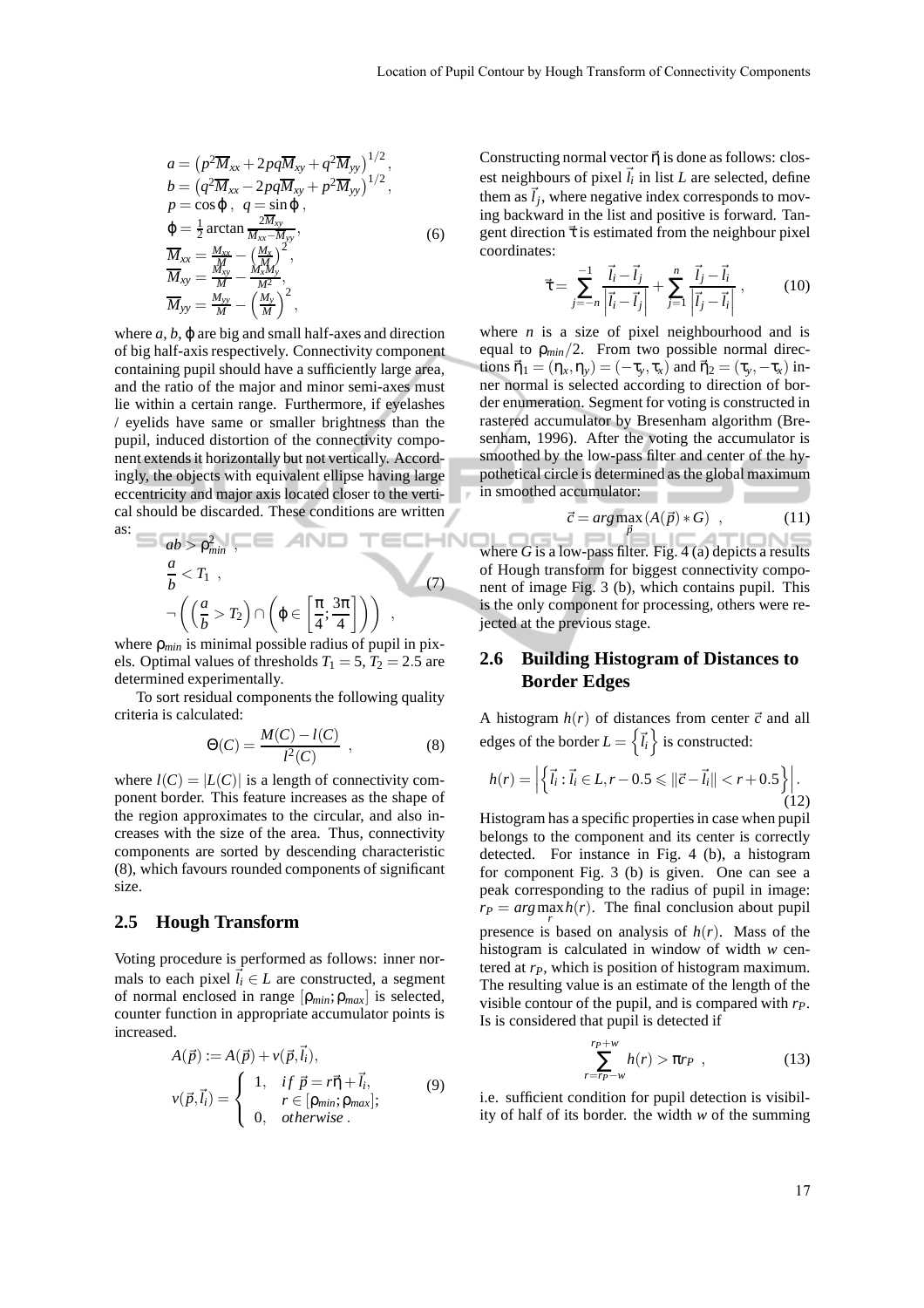$$
\begin{aligned}
&a = \left(p^2\overline{M}_{xx} + 2pq\overline{M}_{xy} + q^2\overline{M}_{yy}\right)^{1/2},\\
&b = \left(q^2\overline{M}_{xx} - 2pq\overline{M}_{xy} + p^2\overline{M}_{yy}\right)^{1/2},\\
&p = \cos\varphi\ ,\ \ q = \sin\varphi\ ,\\
&\varphi = \tfrac{1}{2}\arctan\tfrac{2\overline{M}_{xy}}{\overline{M}_{xx} - \overline{M}_{yy}},\\
&\overline{M}_{xx} = \tfrac{M_{xx}}{M} - \left(\tfrac{M_x}{M}\right)^2,\\
&\overline{M}_{xy} = \tfrac{M_{xy}}{M} - \tfrac{M_x M_y}{M^2},\\
&\overline{M}_{yy} = \tfrac{M_{yy}}{M} - \left(\tfrac{M_y}{M}\right)^2,
\end{aligned}
\tag{6}
$$

where $a, b, \varphi$ are big and small half-axes and direction of big half-axis respectively. Connectivity component containing pupil should have a sufficiently large area, and the ratio of the major and minor semi-axes must lie within a certain range. Furthermore, if eyelashes / eyelids have same or smaller brightness than the pupil, induced distortion of the connectivity component extends it horizontally but not vertically. Accordingly, the objects with equivalent ellipse having large eccentricity and major axis located closer to the vertical should be discarded. These conditions are written as:

$$
\begin{aligned}
&ab > \rho_{min}^2\ ,\\
&\frac{a}{b} < T_1\ ,\\
&\neg\left(\left(\frac{a}{b} > T_2\right) \cap \left(\varphi \in \left[\frac{\pi}{4}; \frac{3\pi}{4}\right]\right)\right)\ ,
\end{aligned}
\tag{7}
$$

where $\rho_{min}$ is minimal possible radius of pupil in pixels. Optimal values of thresholds $T_1 = 5$, $T_2 = 2.5$ are determined experimentally.

To sort residual components the following quality criteria is calculated:

$$
\Theta(C) = \frac{M(C) - l(C)}{l^2(C)}\ , \tag{8}
$$

where $l(C) = |L(C)|$ is a length of connectivity component border. This feature increases as the shape of the region approximates to the circular, and also increases with the size of the area. Thus, connectivity components are sorted by descending characteristic (8), which favours rounded components of significant size.

## 2.5 Hough Transform

Voting procedure is performed as follows: inner normals to each pixel $\vec{l}_i \in L$ are constructed, a segment of normal enclosed in range $[\rho_{min}; \rho_{max}]$ is selected, counter function in appropriate accumulator points is increased.

$$
\begin{aligned}
&A(\vec{p}) := A(\vec{p}) + v(\vec{p}, \vec{l}_i),\\
&v(\vec{p}, \vec{l}_i) = \begin{cases} 1, & if\ \vec{p} = r\vec{\eta} + \vec{l}_i,\\ & r \in [\rho_{min}; \rho_{max}];\\ 0, & otherwise\ . \end{cases}
\end{aligned}
\tag{9}
$$

Constructing normal vector $\vec{\eta}$ is done as follows: closest neighbours of pixel $\vec{l}_i$ in list $L$ are selected, define them as $\vec{l}_j$, where negative index corresponds to moving backward in the list and positive is forward. Tangent direction $\vec{\tau}$ is estimated from the neighbour pixel coordinates:

$$
\vec{\tau} = \sum_{j=-n}^{-1} \frac{\vec{l}_i - \vec{l}_j}{\left|\vec{l}_i - \vec{l}_j\right|} + \sum_{j=1}^{n} \frac{\vec{l}_j - \vec{l}_i}{\left|\vec{l}_j - \vec{l}_i\right|}\ , \tag{10}
$$

where $n$ is a size of pixel neighbourhood and is equal to $\rho_{min}/2$. From two possible normal directions $\vec{\eta}_1 = (\eta_x, \eta_y) = (-\tau_y, \tau_x)$ and $\vec{\eta}_2 = (\tau_y, -\tau_x)$ inner normal is selected according to direction of border enumeration. Segment for voting is constructed in rastered accumulator by Bresenham algorithm (Bresenham, 1996). After the voting the accumulator is smoothed by the low-pass filter and center of the hypothetical circle is determined as the global maximum in smoothed accumulator:

$$
\vec{c} = arg\max_{\vec{p}}\left(A(\vec{p}) * G\right)\ , \tag{11}
$$

where $G$ is a low-pass filter. Fig. 4 (a) depicts a results of Hough transform for biggest connectivity component of image Fig. 3 (b), which contains pupil. This is the only component for processing, others were rejected at the previous stage.

## 2.6 Building Histogram of Distances to Border Edges

A histogram $h(r)$ of distances from center $\vec{c}$ and all edges of the border $L = \left\{\vec{l}_i\right\}$ is constructed:

$$
h(r) = \left|\left\{\vec{l}_i : \vec{l}_i \in L, r - 0.5 \leqslant \|\vec{c} - \vec{l}_i\| < r + 0.5\right\}\right|. \tag{12}
$$

Histogram has a specific properties in case when pupil belongs to the component and its center is correctly detected. For instance in Fig. 4 (b), a histogram for component Fig. 3 (b) is given. One can see a peak corresponding to the radius of pupil in image: $r_P = arg\max_r h(r)$. The final conclusion about pupil presence is based on analysis of $h(r)$. Mass of the histogram is calculated in window of width $w$ centered at $r_P$, which is position of histogram maximum. The resulting value is an estimate of the length of the visible contour of the pupil, and is compared with $r_P$. Is is considered that pupil is detected if

$$
\sum_{r=r_P-w}^{r_P+w} h(r) > \pi r_P\ , \tag{13}
$$

i.e. sufficient condition for pupil detection is visibility of half of its border. the width $w$ of the summing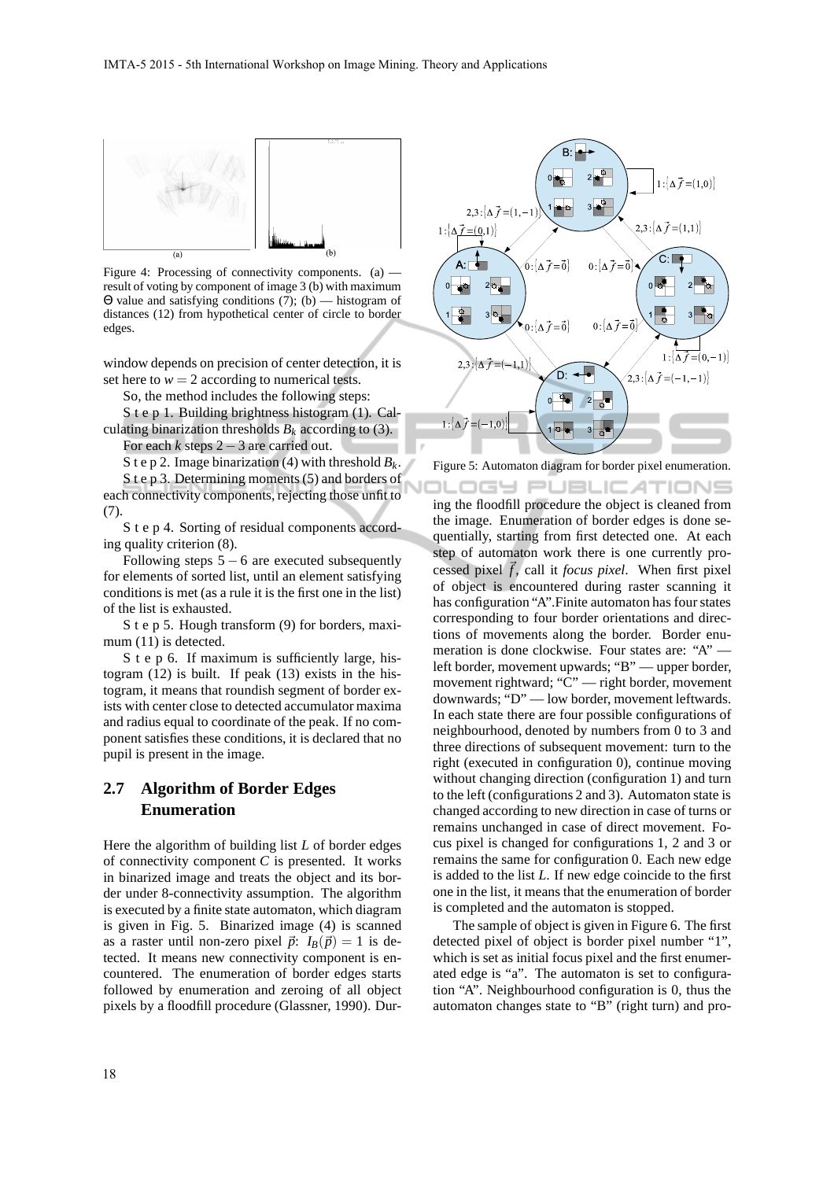Figure 4: Processing of connectivity components. (a) — result of voting by component of image 3 (b) with maximum $\Theta$ value and satisfying conditions (7); (b) — histogram of distances (12) from hypothetical center of circle to border edges.

window depends on precision of center detection, it is set here to $w = 2$ according to numerical tests.

So, the method includes the following steps:

S t e p 1. Building brightness histogram (1). Calculating binarization thresholds $B_k$ according to (3).

For each $k$ steps $2-3$ are carried out.

S t e p 2. Image binarization (4) with threshold $B_k$.

S t e p 3. Determining moments (5) and borders of each connectivity components, rejecting those unfit to (7).

S t e p 4. Sorting of residual components according quality criterion (8).

Following steps $5-6$ are executed subsequently for elements of sorted list, until an element satisfying conditions is met (as a rule it is the first one in the list) of the list is exhausted.

S t e p 5. Hough transform (9) for borders, maximum (11) is detected.

S t e p 6. If maximum is sufficiently large, histogram (12) is built. If peak (13) exists in the histogram, it means that roundish segment of border exists with center close to detected accumulator maxima and radius equal to coordinate of the peak. If no component satisfies these conditions, it is declared that no pupil is present in the image.

## 2.7 Algorithm of Border Edges Enumeration

Here the algorithm of building list $L$ of border edges of connectivity component $C$ is presented. It works in binarized image and treats the object and its border under 8-connectivity assumption. The algorithm is executed by a finite state automaton, which diagram is given in Fig. 5. Binarized image (4) is scanned as a raster until non-zero pixel $\vec{p}$: $I_B(\vec{p}) = 1$ is detected. It means new connectivity component is encountered. The enumeration of border edges starts followed by enumeration and zeroing of all object pixels by a floodfill procedure (Glassner, 1990). During the floodfill procedure the object is cleaned from the image. Enumeration of border edges is done sequentially, starting from first detected one. At each step of automaton work there is one currently processed pixel $\vec{f}$, call it *focus pixel*. When first pixel of object is encountered during raster scanning it has configuration "A".Finite automaton has four states corresponding to four border orientations and directions of movements along the border. Border enumeration is done clockwise. Four states are: "A" — left border, movement upwards; "B" — upper border, movement rightward; "C" — right border, movement downwards; "D" — low border, movement leftwards. In each state there are four possible configurations of neighbourhood, denoted by numbers from 0 to 3 and three directions of subsequent movement: turn to the right (executed in configuration 0), continue moving without changing direction (configuration 1) and turn to the left (configurations 2 and 3). Automaton state is changed according to new direction in case of turns or remains unchanged in case of direct movement. Focus pixel is changed for configurations 1, 2 and 3 or remains the same for configuration 0. Each new edge is added to the list $L$. If new edge coincide to the first one in the list, it means that the enumeration of border is completed and the automaton is stopped.

Figure 5: Automaton diagram for border pixel enumeration.

The sample of object is given in Figure 6. The first detected pixel of object is border pixel number "1", which is set as initial focus pixel and the first enumerated edge is "a". The automaton is set to configuration "A". Neighbourhood configuration is 0, thus the automaton changes state to "B" (right turn) and pro-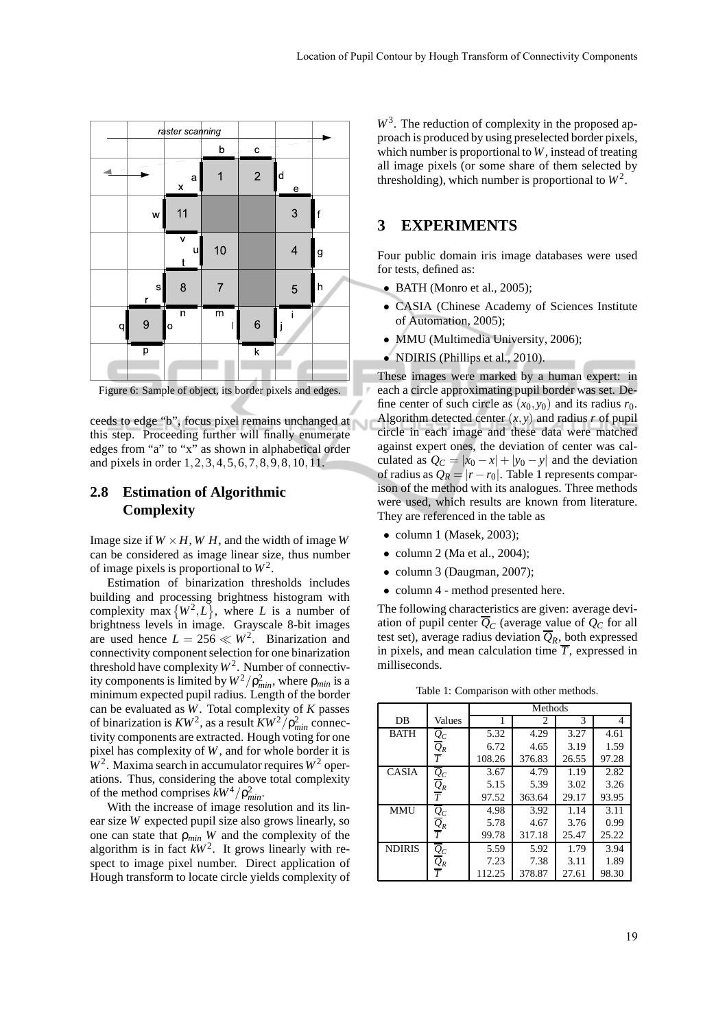Figure 6: Sample of object, its border pixels and edges.

ceeds to edge "b", focus pixel remains unchanged at this step. Proceeding further will finally enumerate edges from "a" to "x" as shown in alphabetical order and pixels in order $1,2,3,4,5,6,7,8,9,8,10,11$.

## 2.8 Estimation of Algorithmic Complexity

Image size if $W \times H$, $W$ $H$, and the width of image $W$ can be considered as image linear size, thus number of image pixels is proportional to $W^2$.

Estimation of binarization thresholds includes building and processing brightness histogram with complexity $\max\{W^2, L\}$, where $L$ is a number of brightness levels in image. Grayscale 8-bit images are used hence $L = 256 \ll W^2$. Binarization and connectivity component selection for one binarization threshold have complexity $W^2$. Number of connectivity components is limited by $W^2/\rho_{min}^2$, where $\rho_{min}$ is a minimum expected pupil radius. Length of the border can be evaluated as $W$. Total complexity of $K$ passes of binarization is $KW^2$, as a result $KW^2/\rho_{min}^2$ connectivity components are extracted. Hough voting for one pixel has complexity of $W$, and for whole border it is $W^2$. Maxima search in accumulator requires $W^2$ operations. Thus, considering the above total complexity of the method comprises $kW^4/\rho_{min}^2$.

With the increase of image resolution and its linear size $W$ expected pupil size also grows linearly, so one can state that $\rho_{min}$ $W$ and the complexity of the algorithm is in fact $kW^2$. It grows linearly with respect to image pixel number. Direct application of Hough transform to locate circle yields complexity of $W^3$. The reduction of complexity in the proposed approach is produced by using preselected border pixels, which number is proportional to $W$, instead of treating all image pixels (or some share of them selected by thresholding), which number is proportional to $W^2$.

# 3 EXPERIMENTS

Four public domain iris image databases were used for tests, defined as:

- BATH (Monro et al., 2005);
- CASIA (Chinese Academy of Sciences Institute of Automation, 2005);
- MMU (Multimedia University, 2006);
- NDIRIS (Phillips et al., 2010).

These images were marked by a human expert: in each a circle approximating pupil border was set. Define center of such circle as $(x_0, y_0)$ and its radius $r_0$. Algorithm detected center $(x, y)$ and radius $r$ of pupil circle in each image and these data were matched against expert ones, the deviation of center was calculated as $Q_C = |x_0 - x| + |y_0 - y|$ and the deviation of radius as $Q_R = |r - r_0|$. Table 1 represents comparison of the method with its analogues. Three methods were used, which results are known from literature. They are referenced in the table as

- column 1 (Masek, 2003);
- column 2 (Ma et al., 2004);
- column 3 (Daugman, 2007);
- column 4 - method presented here.

The following characteristics are given: average deviation of pupil center $\overline{Q}_C$ (average value of $Q_C$ for all test set), average radius deviation $\overline{Q}_R$, both expressed in pixels, and mean calculation time $\overline{T}$, expressed in milliseconds.

Table 1: Comparison with other methods.

| DB | Values | Methods | | | |
|---|---|---|---|---|---|
| | | 1 | 2 | 3 | 4 |
| BATH | $\overline{Q}_C$ | 5.32 | 4.29 | 3.27 | 4.61 |
| | $\overline{Q}_R$ | 6.72 | 4.65 | 3.19 | 1.59 |
| | $\overline{T}$ | 108.26 | 376.83 | 26.55 | 97.28 |
| CASIA | $\overline{Q}_C$ | 3.67 | 4.79 | 1.19 | 2.82 |
| | $\overline{Q}_R$ | 5.15 | 5.39 | 3.02 | 3.26 |
| | $\overline{T}$ | 97.52 | 363.64 | 29.17 | 93.95 |
| MMU | $\overline{Q}_C$ | 4.98 | 3.92 | 1.14 | 3.11 |
| | $\overline{Q}_R$ | 5.78 | 4.67 | 3.76 | 0.99 |
| | $\overline{T}$ | 99.78 | 317.18 | 25.47 | 25.22 |
| NDIRIS | $\overline{Q}_C$ | 5.59 | 5.92 | 1.79 | 3.94 |
| | $\overline{Q}_R$ | 7.23 | 7.38 | 3.11 | 1.89 |
| | $\overline{T}$ | 112.25 | 378.87 | 27.61 | 98.30 |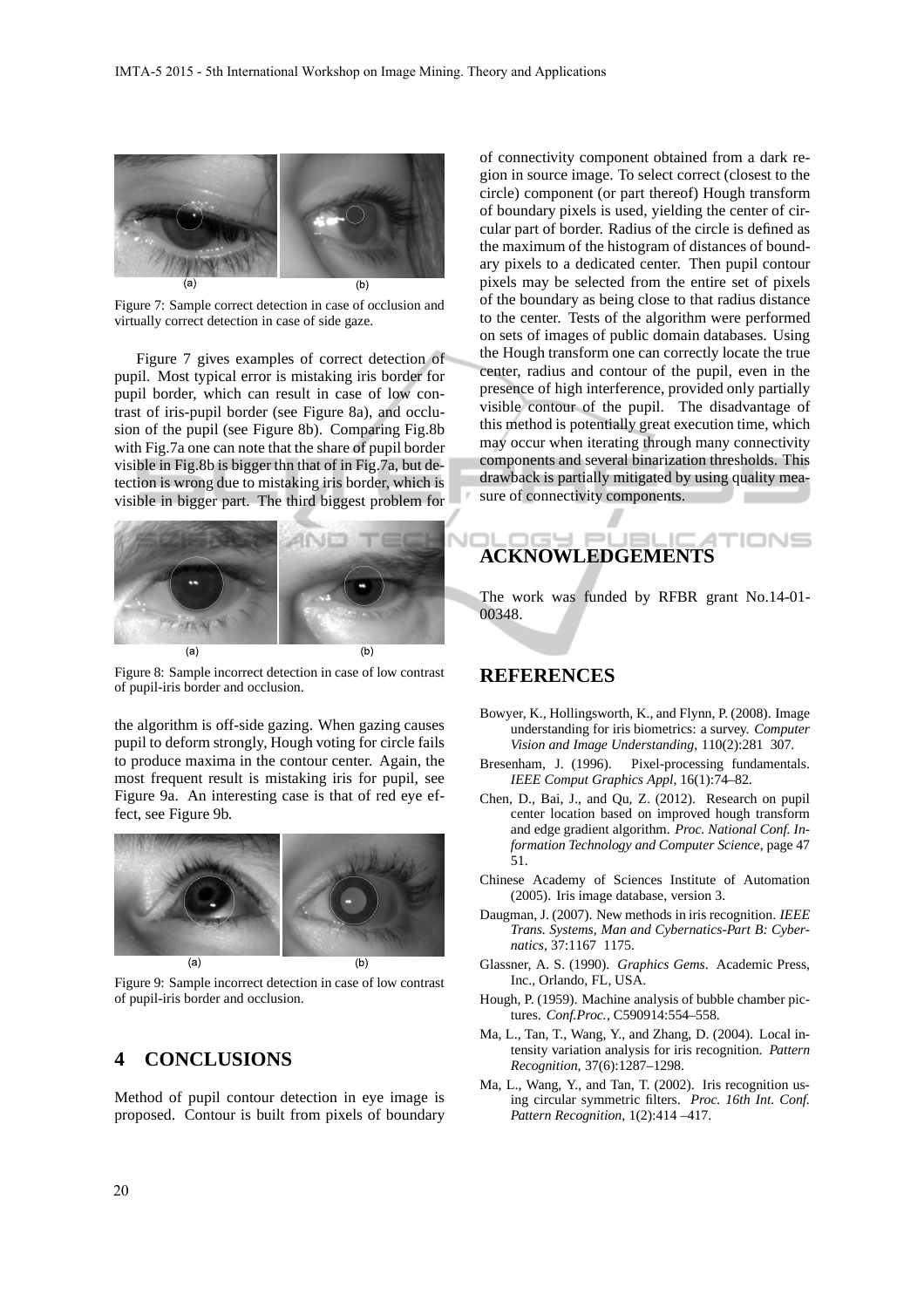Figure 7: Sample correct detection in case of occlusion and virtually correct detection in case of side gaze.

Figure 7 gives examples of correct detection of pupil. Most typical error is mistaking iris border for pupil border, which can result in case of low contrast of iris-pupil border (see Figure 8a), and occlusion of the pupil (see Figure 8b). Comparing Fig.8b with Fig.7a one can note that the share of pupil border visible in Fig.8b is bigger thn that of in Fig.7a, but detection is wrong due to mistaking iris border, which is visible in bigger part. The third biggest problem for the algorithm is off-side gazing. When gazing causes pupil to deform strongly, Hough voting for circle fails to produce maxima in the contour center. Again, the most frequent result is mistaking iris for pupil, see Figure 9a. An interesting case is that of red eye effect, see Figure 9b.

Figure 8: Sample incorrect detection in case of low contrast of pupil-iris border and occlusion.

Figure 9: Sample incorrect detection in case of low contrast of pupil-iris border and occlusion.

## 4 CONCLUSIONS

Method of pupil contour detection in eye image is proposed. Contour is built from pixels of boundary of connectivity component obtained from a dark region in source image. To select correct (closest to the circle) component (or part thereof) Hough transform of boundary pixels is used, yielding the center of circular part of border. Radius of the circle is defined as the maximum of the histogram of distances of boundary pixels to a dedicated center. Then pupil contour pixels may be selected from the entire set of pixels of the boundary as being close to that radius distance to the center. Tests of the algorithm were performed on sets of images of public domain databases. Using the Hough transform one can correctly locate the true center, radius and contour of the pupil, even in the presence of high interference, provided only partially visible contour of the pupil. The disadvantage of this method is potentially great execution time, which may occur when iterating through many connectivity components and several binarization thresholds. This drawback is partially mitigated by using quality measure of connectivity components.

## ACKNOWLEDGEMENTS

The work was funded by RFBR grant No.14-01-00348.

## REFERENCES

Bowyer, K., Hollingsworth, K., and Flynn, P. (2008). Image understanding for iris biometrics: a survey. *Computer Vision and Image Understanding*, 110(2):281 307.

Bresenham, J. (1996). Pixel-processing fundamentals. *IEEE Comput Graphics Appl*, 16(1):74–82.

Chen, D., Bai, J., and Qu, Z. (2012). Research on pupil center location based on improved hough transform and edge gradient algorithm. *Proc. National Conf. Information Technology and Computer Science*, page 47 51.

Chinese Academy of Sciences Institute of Automation (2005). Iris image database, version 3.

Daugman, J. (2007). New methods in iris recognition. *IEEE Trans. Systems, Man and Cybernatics-Part B: Cybernatics*, 37:1167 1175.

Glassner, A. S. (1990). *Graphics Gems*. Academic Press, Inc., Orlando, FL, USA.

Hough, P. (1959). Machine analysis of bubble chamber pictures. *Conf.Proc.*, C590914:554–558.

Ma, L., Tan, T., Wang, Y., and Zhang, D. (2004). Local intensity variation analysis for iris recognition. *Pattern Recognition*, 37(6):1287–1298.

Ma, L., Wang, Y., and Tan, T. (2002). Iris recognition using circular symmetric filters. *Proc. 16th Int. Conf. Pattern Recognition*, 1(2):414 –417.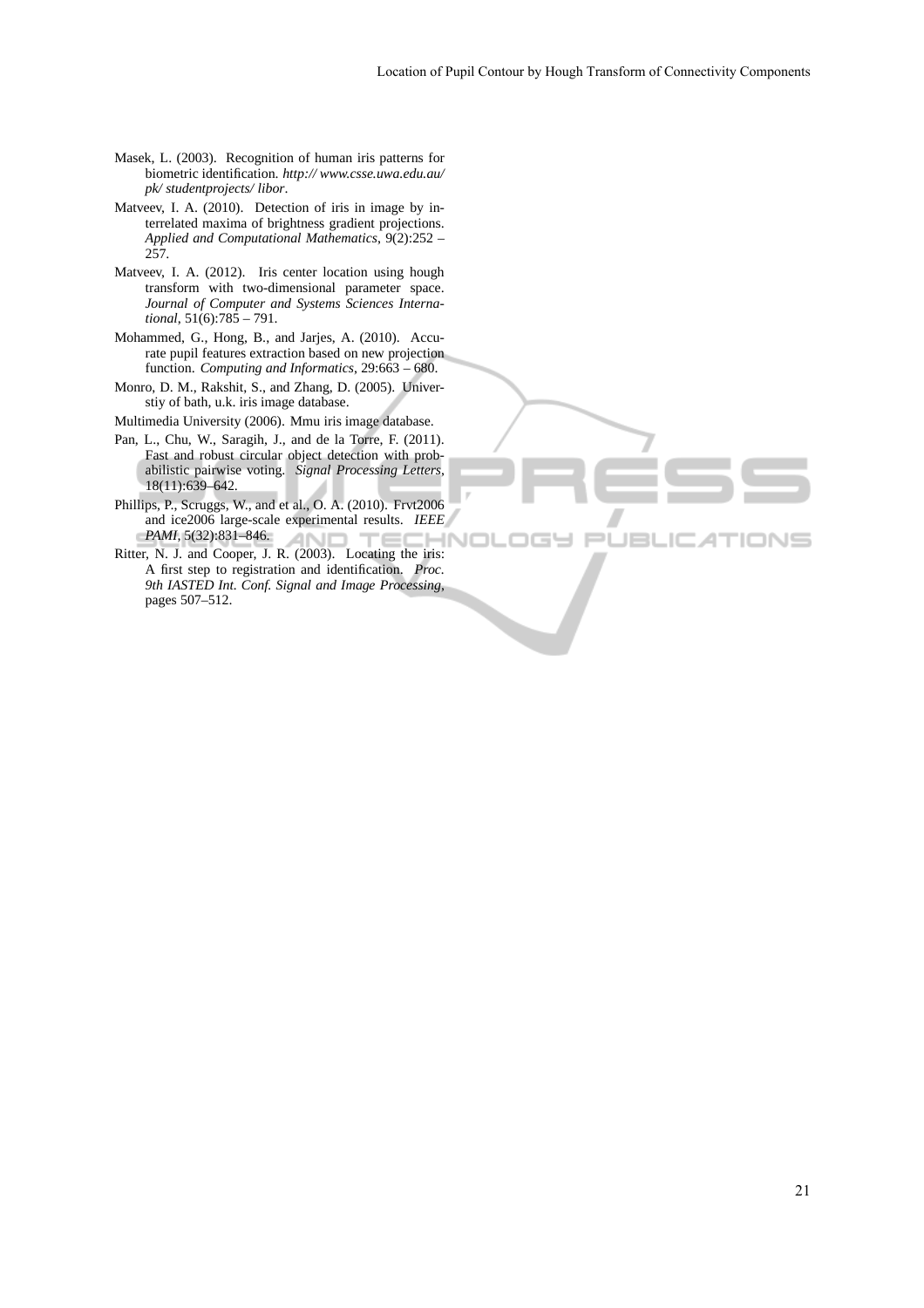Masek, L. (2003). Recognition of human iris patterns for biometric identification. *http:// www.csse.uwa.edu.au/ pk/ studentprojects/ libor*.

Matveev, I. A. (2010). Detection of iris in image by interrelated maxima of brightness gradient projections. *Applied and Computational Mathematics*, 9(2):252 – 257.

Matveev, I. A. (2012). Iris center location using hough transform with two-dimensional parameter space. *Journal of Computer and Systems Sciences International*, 51(6):785 – 791.

Mohammed, G., Hong, B., and Jarjes, A. (2010). Accurate pupil features extraction based on new projection function. *Computing and Informatics*, 29:663 – 680.

Monro, D. M., Rakshit, S., and Zhang, D. (2005). Universtiy of bath, u.k. iris image database.

Multimedia University (2006). Mmu iris image database.

Pan, L., Chu, W., Saragih, J., and de la Torre, F. (2011). Fast and robust circular object detection with probabilistic pairwise voting. *Signal Processing Letters*, 18(11):639–642.

Phillips, P., Scruggs, W., and et al., O. A. (2010). Frvt2006 and ice2006 large-scale experimental results. *IEEE PAMI*, 5(32):831–846.

Ritter, N. J. and Cooper, J. R. (2003). Locating the iris: A first step to registration and identification. *Proc. 9th IASTED Int. Conf. Signal and Image Processing*, pages 507–512.